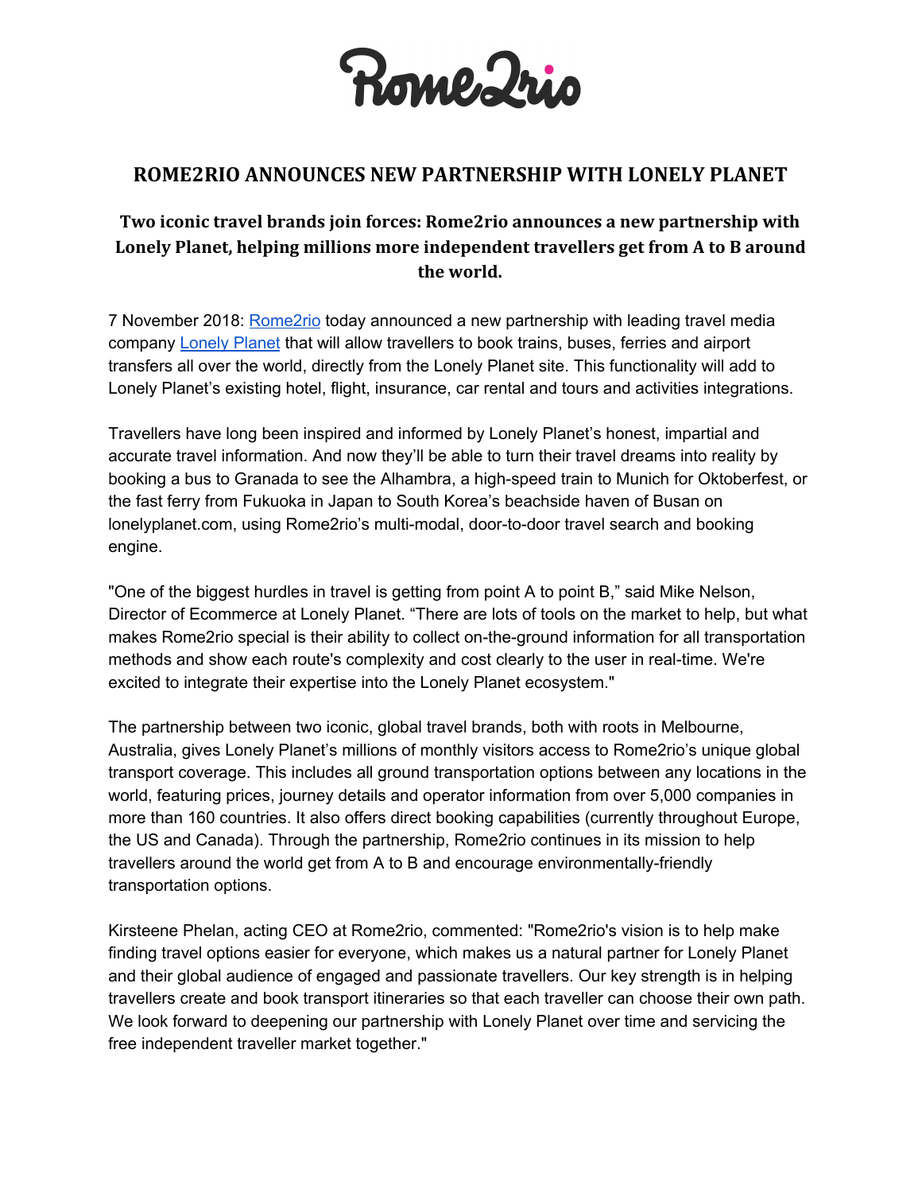Rome2rio

# ROME2RIO ANNOUNCES NEW PARTNERSHIP WITH LONELY PLANET

## Two iconic travel brands join forces: Rome2rio announces a new partnership with Lonely Planet, helping millions more independent travellers get from A to B around the world.

7 November 2018: [Rome2rio](#) today announced a new partnership with leading travel media company [Lonely Planet](#) that will allow travellers to book trains, buses, ferries and airport transfers all over the world, directly from the Lonely Planet site. This functionality will add to Lonely Planet's existing hotel, flight, insurance, car rental and tours and activities integrations.

Travellers have long been inspired and informed by Lonely Planet's honest, impartial and accurate travel information. And now they'll be able to turn their travel dreams into reality by booking a bus to Granada to see the Alhambra, a high-speed train to Munich for Oktoberfest, or the fast ferry from Fukuoka in Japan to South Korea's beachside haven of Busan on lonelyplanet.com, using Rome2rio's multi-modal, door-to-door travel search and booking engine.

"One of the biggest hurdles in travel is getting from point A to point B," said Mike Nelson, Director of Ecommerce at Lonely Planet. "There are lots of tools on the market to help, but what makes Rome2rio special is their ability to collect on-the-ground information for all transportation methods and show each route's complexity and cost clearly to the user in real-time. We're excited to integrate their expertise into the Lonely Planet ecosystem."

The partnership between two iconic, global travel brands, both with roots in Melbourne, Australia, gives Lonely Planet's millions of monthly visitors access to Rome2rio's unique global transport coverage. This includes all ground transportation options between any locations in the world, featuring prices, journey details and operator information from over 5,000 companies in more than 160 countries. It also offers direct booking capabilities (currently throughout Europe, the US and Canada). Through the partnership, Rome2rio continues in its mission to help travellers around the world get from A to B and encourage environmentally-friendly transportation options.

Kirsteene Phelan, acting CEO at Rome2rio, commented: "Rome2rio's vision is to help make finding travel options easier for everyone, which makes us a natural partner for Lonely Planet and their global audience of engaged and passionate travellers. Our key strength is in helping travellers create and book transport itineraries so that each traveller can choose their own path. We look forward to deepening our partnership with Lonely Planet over time and servicing the free independent traveller market together."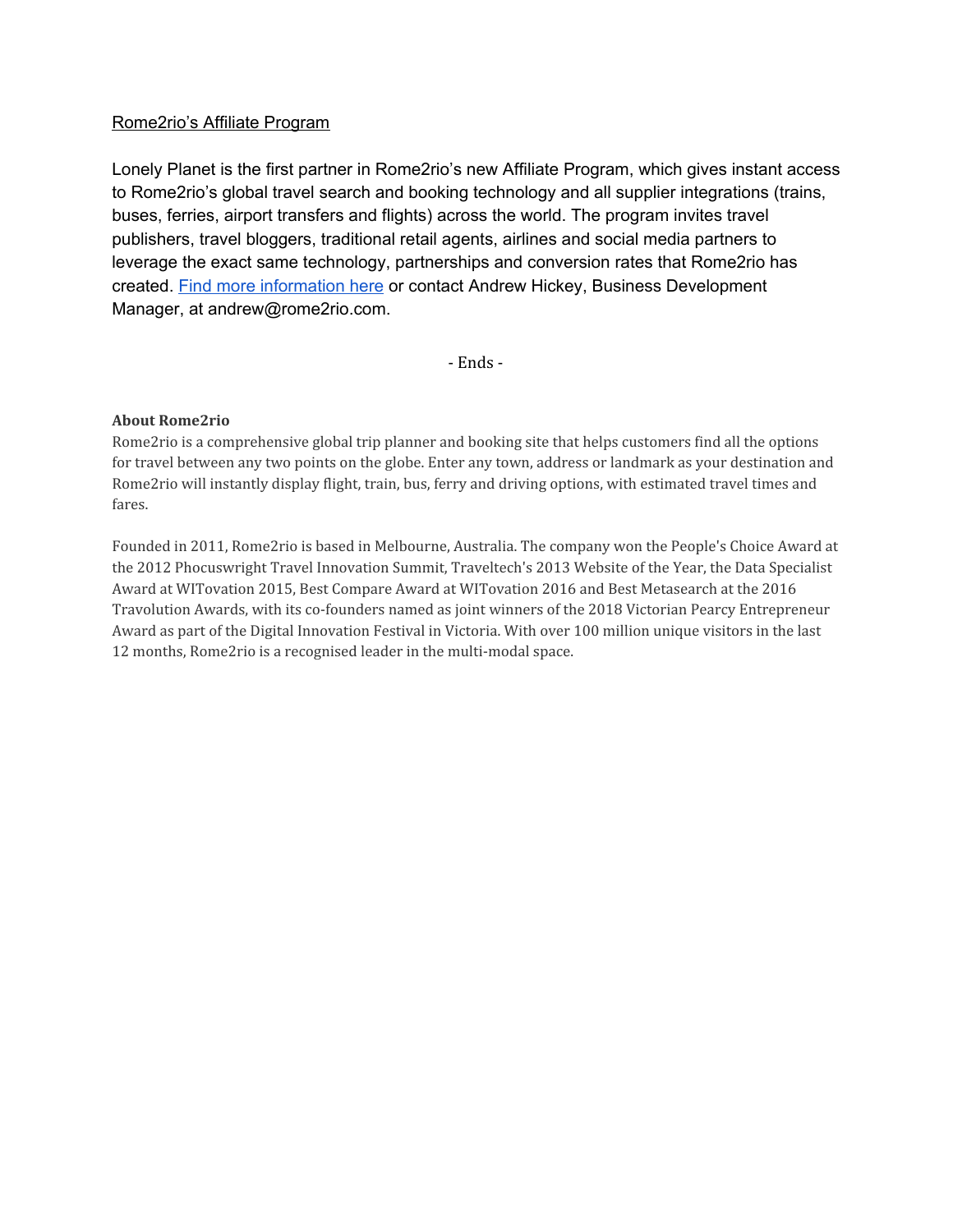## Rome2rio's Affiliate Program

Lonely Planet is the first partner in Rome2rio's new Affiliate Program, which gives instant access to Rome2rio's global travel search and booking technology and all supplier integrations (trains, buses, ferries, airport transfers and flights) across the world. The program invites travel publishers, travel bloggers, traditional retail agents, airlines and social media partners to leverage the exact same technology, partnerships and conversion rates that Rome2rio has created. Find more information here or contact Andrew Hickey, Business Development Manager, at andrew@rome2rio.com.

- Ends -

**About Rome2rio**

Rome2rio is a comprehensive global trip planner and booking site that helps customers find all the options for travel between any two points on the globe. Enter any town, address or landmark as your destination and Rome2rio will instantly display flight, train, bus, ferry and driving options, with estimated travel times and fares.

Founded in 2011, Rome2rio is based in Melbourne, Australia. The company won the People's Choice Award at the 2012 Phocuswright Travel Innovation Summit, Traveltech's 2013 Website of the Year, the Data Specialist Award at WITovation 2015, Best Compare Award at WITovation 2016 and Best Metasearch at the 2016 Travolution Awards, with its co-founders named as joint winners of the 2018 Victorian Pearcy Entrepreneur Award as part of the Digital Innovation Festival in Victoria. With over 100 million unique visitors in the last 12 months, Rome2rio is a recognised leader in the multi-modal space.